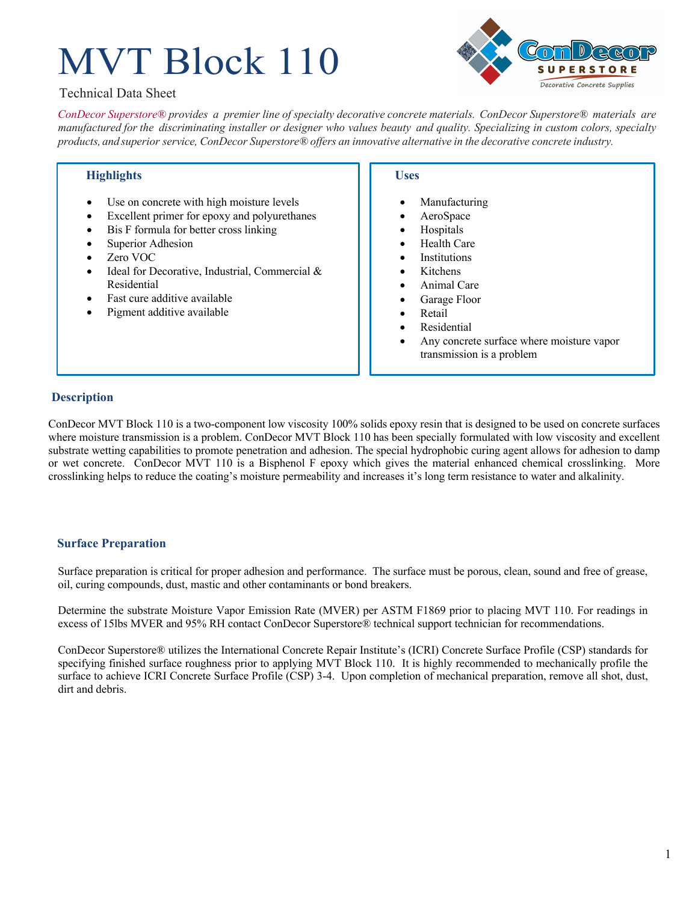# MVT Block 110

Technical Data Sheet

*ConDecor Superstore® provides a premier line of specialty decorative concrete materials. ConDecor Superstore® materials are manufactured for the discriminating installer or designer who values beauty and quality. Specializing in custom colors, specialty products, and superior service, ConDecor Superstore® offers an innovative alternative in the decorative concrete industry.*

### Highlights

- Use on concrete with high moisture levels
- Excellent primer for epoxy and polyurethanes
- Bis F formula for better cross linking
- Superior Adhesion
- Zero VOC
- Ideal for Decorative, Industrial, Commercial & Residential
- Fast cure additive available
- Pigment additive available

### Uses

- Manufacturing
- AeroSpace
- Hospitals
- Health Care
- Institutions
- Kitchens
- Animal Care
- Garage Floor
- Retail
- Residential
- Any concrete surface where moisture vapor transmission is a problem

### Description

ConDecor MVT Block 110 is a two-component low viscosity 100% solids epoxy resin that is designed to be used on concrete surfaces where moisture transmission is a problem. ConDecor MVT Block 110 has been specially formulated with low viscosity and excellent substrate wetting capabilities to promote penetration and adhesion. The special hydrophobic curing agent allows for adhesion to damp or wet concrete. ConDecor MVT 110 is a Bisphenol F epoxy which gives the material enhanced chemical crosslinking. More crosslinking helps to reduce the coating's moisture permeability and increases it's long term resistance to water and alkalinity.

### Surface Preparation

Surface preparation is critical for proper adhesion and performance. The surface must be porous, clean, sound and free of grease, oil, curing compounds, dust, mastic and other contaminants or bond breakers.

Determine the substrate Moisture Vapor Emission Rate (MVER) per ASTM F1869 prior to placing MVT 110. For readings in excess of 15lbs MVER and 95% RH contact ConDecor Superstore® technical support technician for recommendations.

ConDecor Superstore® utilizes the International Concrete Repair Institute's (ICRI) Concrete Surface Profile (CSP) standards for specifying finished surface roughness prior to applying MVT Block 110. It is highly recommended to mechanically profile the surface to achieve ICRI Concrete Surface Profile (CSP) 3-4. Upon completion of mechanical preparation, remove all shot, dust, dirt and debris.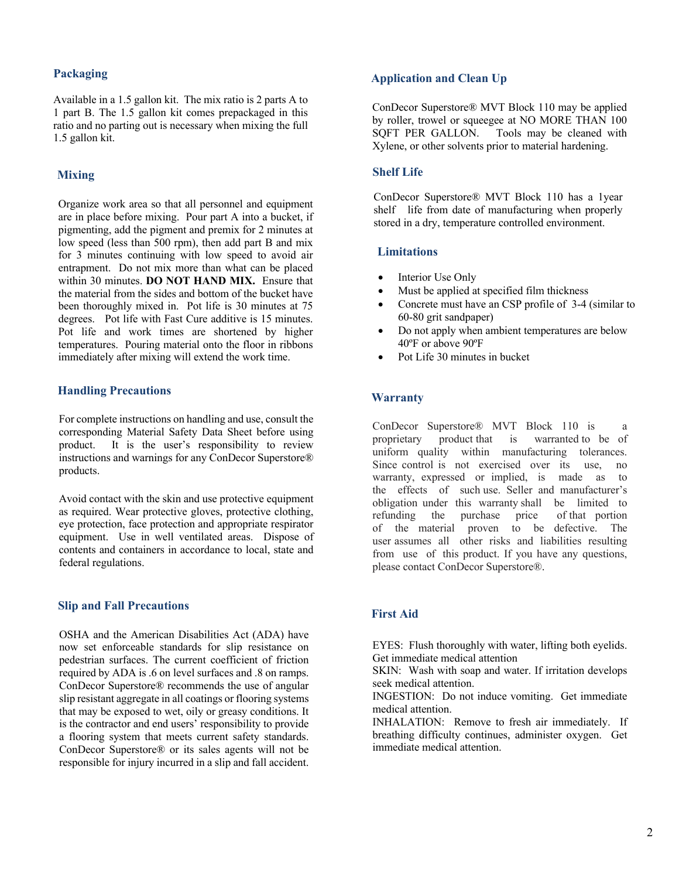## Packaging

Available in a 1.5 gallon kit. The mix ratio is 2 parts A to 1 part B. The 1.5 gallon kit comes prepackaged in this ratio and no parting out is necessary when mixing the full 1.5 gallon kit.

## Mixing

Organize work area so that all personnel and equipment are in place before mixing. Pour part A into a bucket, if pigmenting, add the pigment and premix for 2 minutes at low speed (less than 500 rpm), then add part B and mix for 3 minutes continuing with low speed to avoid air entrapment. Do not mix more than what can be placed within 30 minutes. **DO NOT HAND MIX.** Ensure that the material from the sides and bottom of the bucket have been thoroughly mixed in. Pot life is 30 minutes at 75 degrees. Pot life with Fast Cure additive is 15 minutes. Pot life and work times are shortened by higher temperatures. Pouring material onto the floor in ribbons immediately after mixing will extend the work time.

## Handling Precautions

For complete instructions on handling and use, consult the corresponding Material Safety Data Sheet before using product. It is the user's responsibility to review instructions and warnings for any ConDecor Superstore® products.

Avoid contact with the skin and use protective equipment as required. Wear protective gloves, protective clothing, eye protection, face protection and appropriate respirator equipment. Use in well ventilated areas. Dispose of contents and containers in accordance to local, state and federal regulations.

## Slip and Fall Precautions

OSHA and the American Disabilities Act (ADA) have now set enforceable standards for slip resistance on pedestrian surfaces. The current coefficient of friction required by ADA is .6 on level surfaces and .8 on ramps. ConDecor Superstore® recommends the use of angular slip resistant aggregate in all coatings or flooring systems that may be exposed to wet, oily or greasy conditions. It is the contractor and end users' responsibility to provide a flooring system that meets current safety standards. ConDecor Superstore® or its sales agents will not be responsible for injury incurred in a slip and fall accident.

## Application and Clean Up

ConDecor Superstore® MVT Block 110 may be applied by roller, trowel or squeegee at NO MORE THAN 100 SQFT PER GALLON. Tools may be cleaned with Xylene, or other solvents prior to material hardening.

## Shelf Life

ConDecor Superstore® MVT Block 110 has a 1year shelf life from date of manufacturing when properly stored in a dry, temperature controlled environment.

## Limitations

- Interior Use Only
- Must be applied at specified film thickness
- Concrete must have an CSP profile of 3-4 (similar to 60-80 grit sandpaper)
- Do not apply when ambient temperatures are below 40ºF or above 90ºF
- Pot Life 30 minutes in bucket

## Warranty

ConDecor Superstore® MVT Block 110 is a proprietary product that is warranted to be of uniform quality within manufacturing tolerances. Since control is not exercised over its use, no warranty, expressed or implied, is made as to the effects of such use. Seller and manufacturer's obligation under this warranty shall be limited to refunding the purchase price of that portion of the material proven to be defective. The user assumes all other risks and liabilities resulting from use of this product. If you have any questions, please contact ConDecor Superstore®.

## First Aid

EYES: Flush thoroughly with water, lifting both eyelids. Get immediate medical attention
SKIN: Wash with soap and water. If irritation develops seek medical attention.
INGESTION: Do not induce vomiting. Get immediate medical attention.
INHALATION: Remove to fresh air immediately. If breathing difficulty continues, administer oxygen. Get immediate medical attention.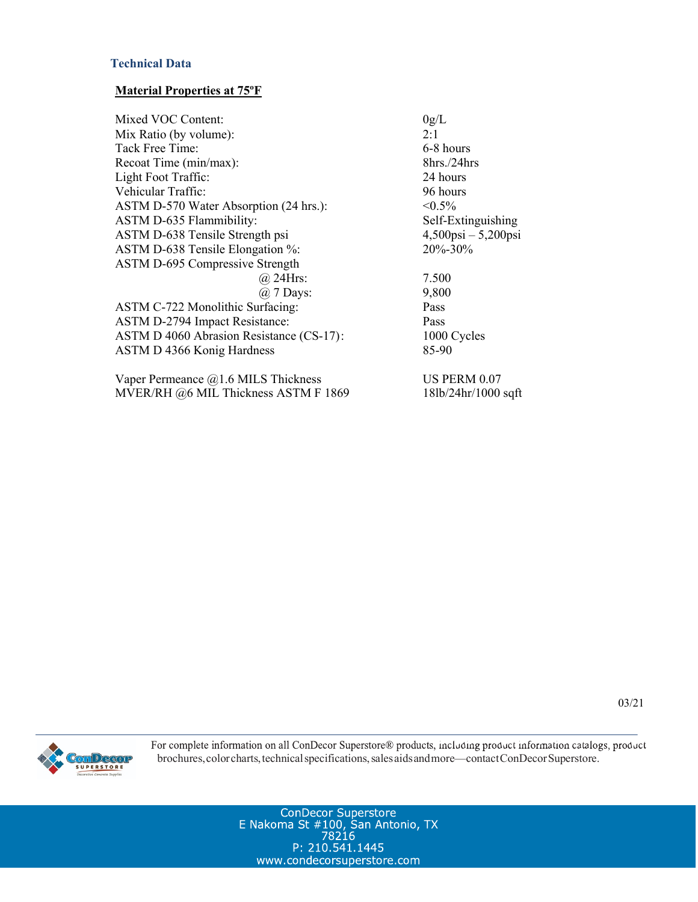## Technical Data

**Material Properties at 75ºF**

| | |
|---|---|
| Mixed VOC Content: | 0g/L |
| Mix Ratio (by volume): | 2:1 |
| Tack Free Time: | 6-8 hours |
| Recoat Time (min/max): | 8hrs./24hrs |
| Light Foot Traffic: | 24 hours |
| Vehicular Traffic: | 96 hours |
| ASTM D-570 Water Absorption (24 hrs.): | <0.5% |
| ASTM D-635 Flammibility: | Self-Extinguishing |
| ASTM D-638 Tensile Strength psi | 4,500psi – 5,200psi |
| ASTM D-638 Tensile Elongation %: | 20%-30% |
| ASTM D-695 Compressive Strength | |
| @ 24Hrs: | 7.500 |
| @ 7 Days: | 9,800 |
| ASTM C-722 Monolithic Surfacing: | Pass |
| ASTM D-2794 Impact Resistance: | Pass |
| ASTM D 4060 Abrasion Resistance (CS-17): | 1000 Cycles |
| ASTM D 4366 Konig Hardness | 85-90 |
| Vaper Permeance @1.6 MILS Thickness | US PERM 0.07 |
| MVER/RH @6 MIL Thickness ASTM F 1869 | 18lb/24hr/1000 sqft |

03/21

For complete information on all ConDecor Superstore® products, including product information catalogs, product brochures, color charts, technical specifications, sales aids and more—contact ConDecor Superstore.

ConDecor Superstore
E Nakoma St #100, San Antonio, TX
78216
P: 210.541.1445
www.condecorsuperstore.com